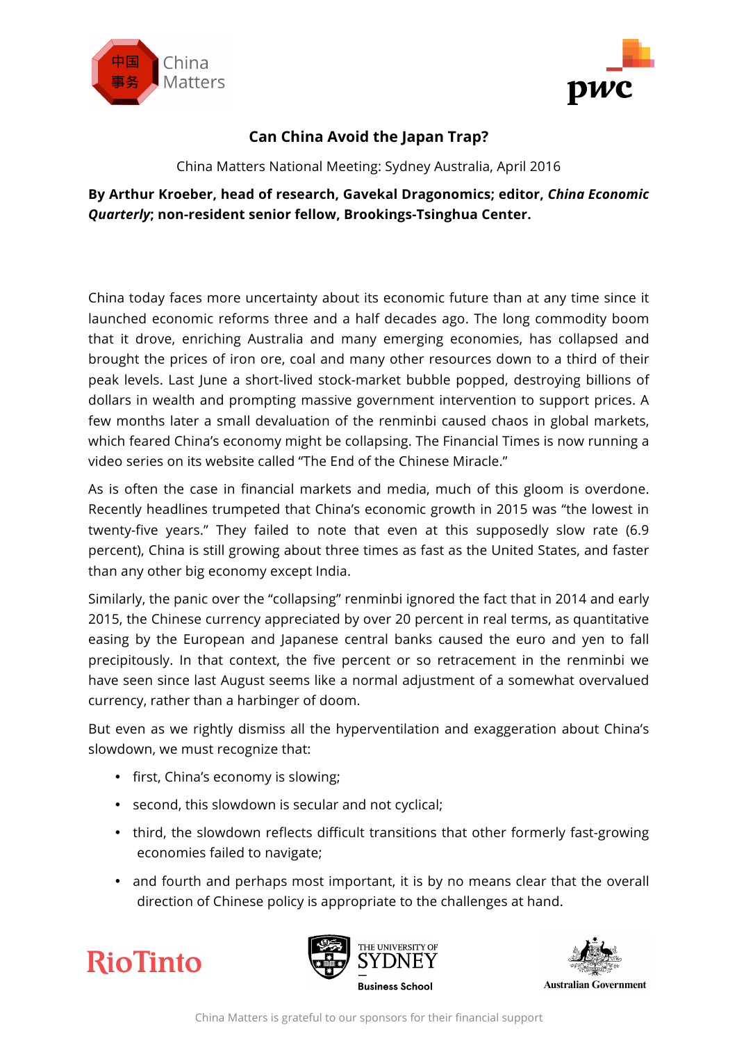# Can China Avoid the Japan Trap?

China Matters National Meeting: Sydney Australia, April 2016

**By Arthur Kroeber, head of research, Gavekal Dragonomics; editor, *China Economic Quarterly*; non-resident senior fellow, Brookings-Tsinghua Center.**

China today faces more uncertainty about its economic future than at any time since it launched economic reforms three and a half decades ago. The long commodity boom that it drove, enriching Australia and many emerging economies, has collapsed and brought the prices of iron ore, coal and many other resources down to a third of their peak levels. Last June a short-lived stock-market bubble popped, destroying billions of dollars in wealth and prompting massive government intervention to support prices. A few months later a small devaluation of the renminbi caused chaos in global markets, which feared China's economy might be collapsing. The Financial Times is now running a video series on its website called "The End of the Chinese Miracle."

As is often the case in financial markets and media, much of this gloom is overdone. Recently headlines trumpeted that China's economic growth in 2015 was "the lowest in twenty-five years." They failed to note that even at this supposedly slow rate (6.9 percent), China is still growing about three times as fast as the United States, and faster than any other big economy except India.

Similarly, the panic over the "collapsing" renminbi ignored the fact that in 2014 and early 2015, the Chinese currency appreciated by over 20 percent in real terms, as quantitative easing by the European and Japanese central banks caused the euro and yen to fall precipitously. In that context, the five percent or so retracement in the renminbi we have seen since last August seems like a normal adjustment of a somewhat overvalued currency, rather than a harbinger of doom.

But even as we rightly dismiss all the hyperventilation and exaggeration about China's slowdown, we must recognize that:

- first, China's economy is slowing;
- second, this slowdown is secular and not cyclical;
- third, the slowdown reflects difficult transitions that other formerly fast-growing economies failed to navigate;
- and fourth and perhaps most important, it is by no means clear that the overall direction of Chinese policy is appropriate to the challenges at hand.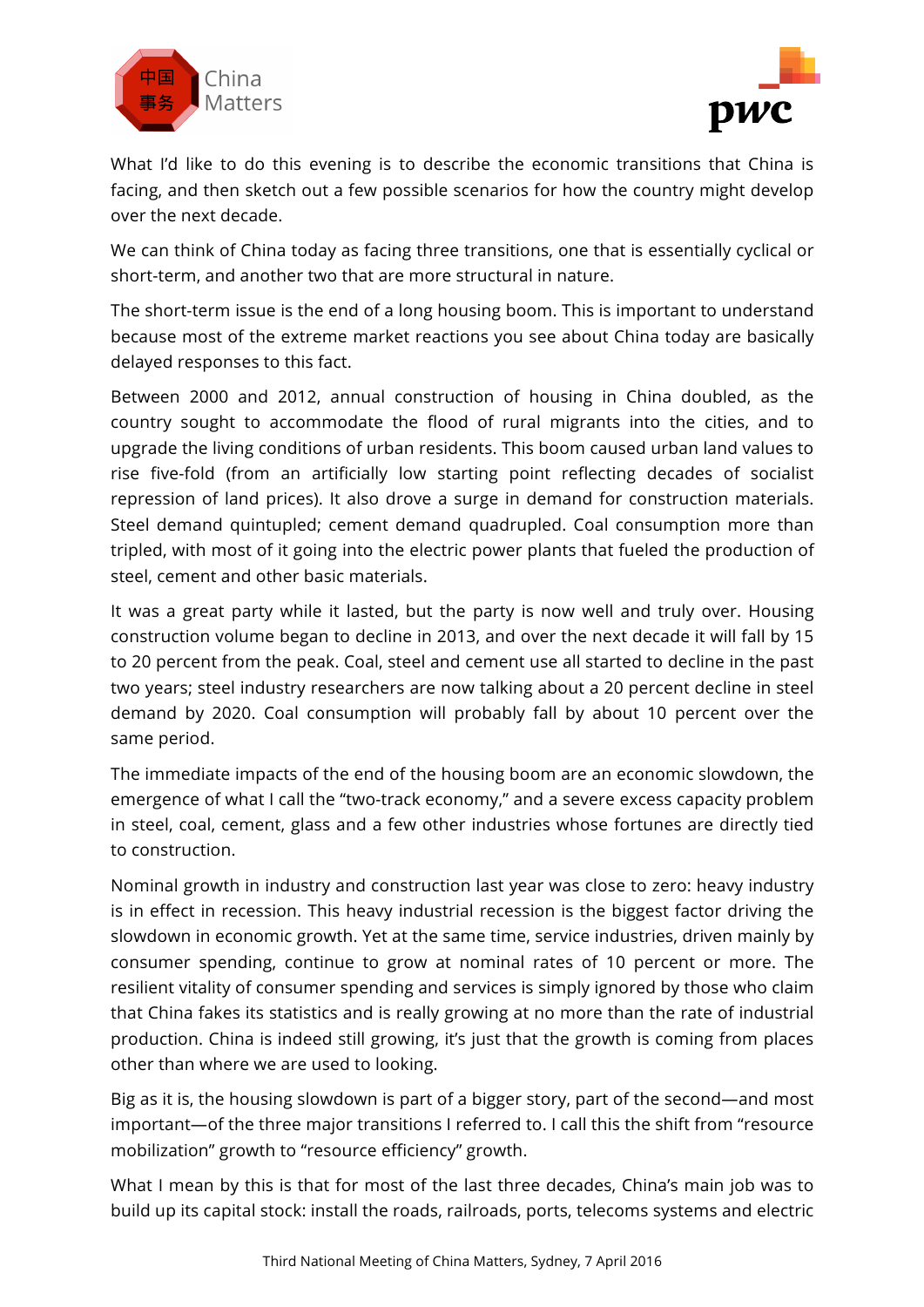What I'd like to do this evening is to describe the economic transitions that China is facing, and then sketch out a few possible scenarios for how the country might develop over the next decade.

We can think of China today as facing three transitions, one that is essentially cyclical or short-term, and another two that are more structural in nature.

The short-term issue is the end of a long housing boom. This is important to understand because most of the extreme market reactions you see about China today are basically delayed responses to this fact.

Between 2000 and 2012, annual construction of housing in China doubled, as the country sought to accommodate the flood of rural migrants into the cities, and to upgrade the living conditions of urban residents. This boom caused urban land values to rise five-fold (from an artificially low starting point reflecting decades of socialist repression of land prices). It also drove a surge in demand for construction materials. Steel demand quintupled; cement demand quadrupled. Coal consumption more than tripled, with most of it going into the electric power plants that fueled the production of steel, cement and other basic materials.

It was a great party while it lasted, but the party is now well and truly over. Housing construction volume began to decline in 2013, and over the next decade it will fall by 15 to 20 percent from the peak. Coal, steel and cement use all started to decline in the past two years; steel industry researchers are now talking about a 20 percent decline in steel demand by 2020. Coal consumption will probably fall by about 10 percent over the same period.

The immediate impacts of the end of the housing boom are an economic slowdown, the emergence of what I call the "two-track economy," and a severe excess capacity problem in steel, coal, cement, glass and a few other industries whose fortunes are directly tied to construction.

Nominal growth in industry and construction last year was close to zero: heavy industry is in effect in recession. This heavy industrial recession is the biggest factor driving the slowdown in economic growth. Yet at the same time, service industries, driven mainly by consumer spending, continue to grow at nominal rates of 10 percent or more. The resilient vitality of consumer spending and services is simply ignored by those who claim that China fakes its statistics and is really growing at no more than the rate of industrial production. China is indeed still growing, it's just that the growth is coming from places other than where we are used to looking.

Big as it is, the housing slowdown is part of a bigger story, part of the second—and most important—of the three major transitions I referred to. I call this the shift from "resource mobilization" growth to "resource efficiency" growth.

What I mean by this is that for most of the last three decades, China's main job was to build up its capital stock: install the roads, railroads, ports, telecoms systems and electric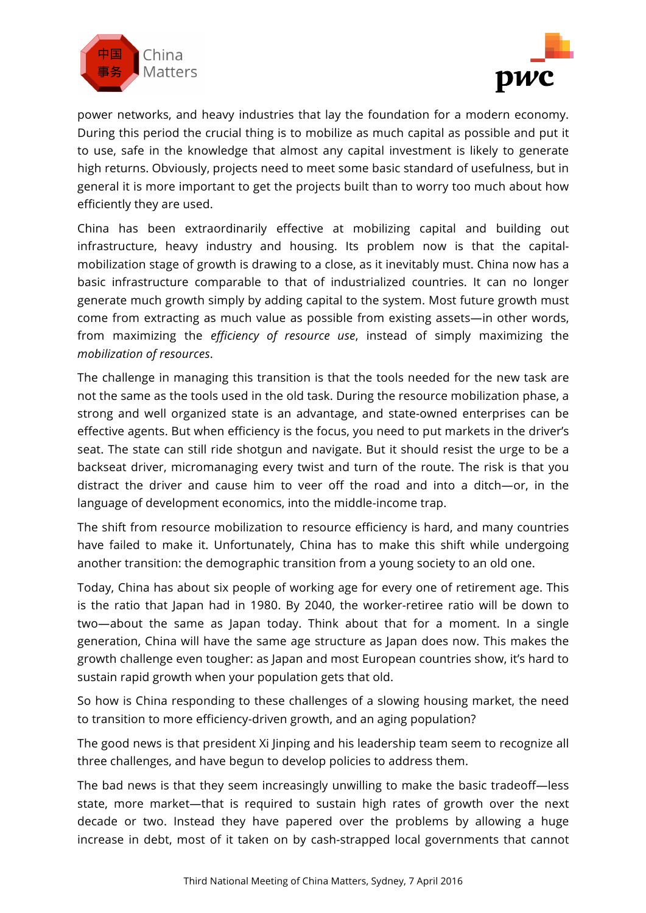power networks, and heavy industries that lay the foundation for a modern economy. During this period the crucial thing is to mobilize as much capital as possible and put it to use, safe in the knowledge that almost any capital investment is likely to generate high returns. Obviously, projects need to meet some basic standard of usefulness, but in general it is more important to get the projects built than to worry too much about how efficiently they are used.

China has been extraordinarily effective at mobilizing capital and building out infrastructure, heavy industry and housing. Its problem now is that the capital-mobilization stage of growth is drawing to a close, as it inevitably must. China now has a basic infrastructure comparable to that of industrialized countries. It can no longer generate much growth simply by adding capital to the system. Most future growth must come from extracting as much value as possible from existing assets—in other words, from maximizing the *efficiency of resource use*, instead of simply maximizing the *mobilization of resources*.

The challenge in managing this transition is that the tools needed for the new task are not the same as the tools used in the old task. During the resource mobilization phase, a strong and well organized state is an advantage, and state-owned enterprises can be effective agents. But when efficiency is the focus, you need to put markets in the driver's seat. The state can still ride shotgun and navigate. But it should resist the urge to be a backseat driver, micromanaging every twist and turn of the route. The risk is that you distract the driver and cause him to veer off the road and into a ditch—or, in the language of development economics, into the middle-income trap.

The shift from resource mobilization to resource efficiency is hard, and many countries have failed to make it. Unfortunately, China has to make this shift while undergoing another transition: the demographic transition from a young society to an old one.

Today, China has about six people of working age for every one of retirement age. This is the ratio that Japan had in 1980. By 2040, the worker-retiree ratio will be down to two—about the same as Japan today. Think about that for a moment. In a single generation, China will have the same age structure as Japan does now. This makes the growth challenge even tougher: as Japan and most European countries show, it's hard to sustain rapid growth when your population gets that old.

So how is China responding to these challenges of a slowing housing market, the need to transition to more efficiency-driven growth, and an aging population?

The good news is that president Xi Jinping and his leadership team seem to recognize all three challenges, and have begun to develop policies to address them.

The bad news is that they seem increasingly unwilling to make the basic tradeoff—less state, more market—that is required to sustain high rates of growth over the next decade or two. Instead they have papered over the problems by allowing a huge increase in debt, most of it taken on by cash-strapped local governments that cannot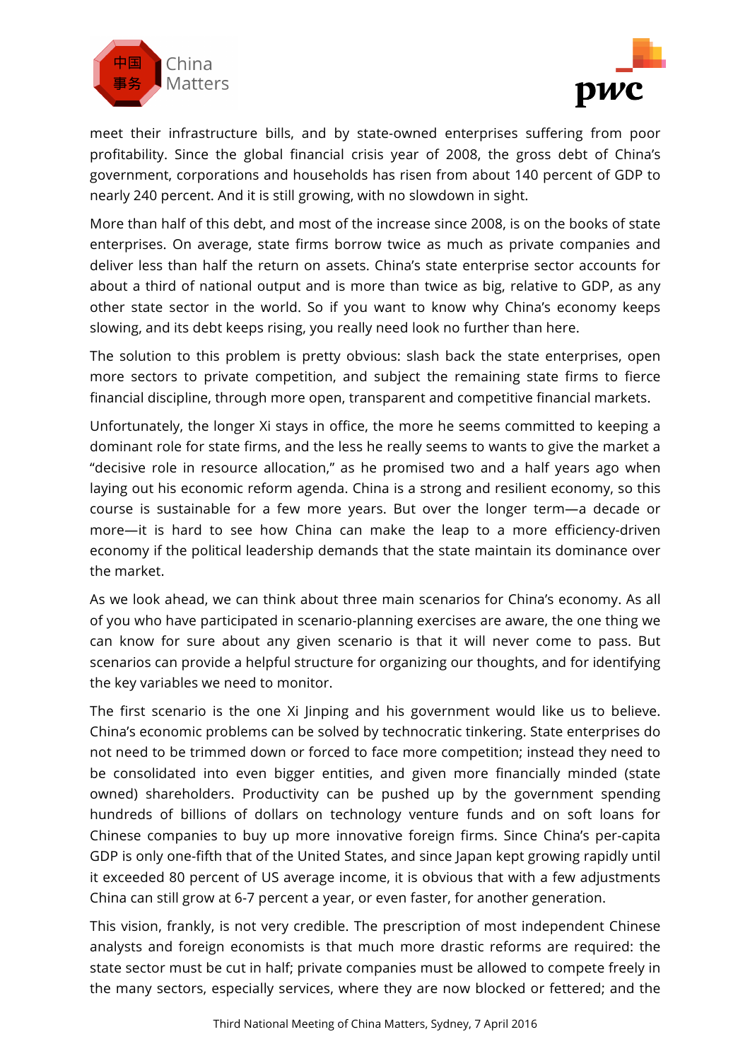meet their infrastructure bills, and by state-owned enterprises suffering from poor profitability. Since the global financial crisis year of 2008, the gross debt of China's government, corporations and households has risen from about 140 percent of GDP to nearly 240 percent. And it is still growing, with no slowdown in sight.

More than half of this debt, and most of the increase since 2008, is on the books of state enterprises. On average, state firms borrow twice as much as private companies and deliver less than half the return on assets. China's state enterprise sector accounts for about a third of national output and is more than twice as big, relative to GDP, as any other state sector in the world. So if you want to know why China's economy keeps slowing, and its debt keeps rising, you really need look no further than here.

The solution to this problem is pretty obvious: slash back the state enterprises, open more sectors to private competition, and subject the remaining state firms to fierce financial discipline, through more open, transparent and competitive financial markets.

Unfortunately, the longer Xi stays in office, the more he seems committed to keeping a dominant role for state firms, and the less he really seems to wants to give the market a "decisive role in resource allocation," as he promised two and a half years ago when laying out his economic reform agenda. China is a strong and resilient economy, so this course is sustainable for a few more years. But over the longer term—a decade or more—it is hard to see how China can make the leap to a more efficiency-driven economy if the political leadership demands that the state maintain its dominance over the market.

As we look ahead, we can think about three main scenarios for China's economy. As all of you who have participated in scenario-planning exercises are aware, the one thing we can know for sure about any given scenario is that it will never come to pass. But scenarios can provide a helpful structure for organizing our thoughts, and for identifying the key variables we need to monitor.

The first scenario is the one Xi Jinping and his government would like us to believe. China's economic problems can be solved by technocratic tinkering. State enterprises do not need to be trimmed down or forced to face more competition; instead they need to be consolidated into even bigger entities, and given more financially minded (state owned) shareholders. Productivity can be pushed up by the government spending hundreds of billions of dollars on technology venture funds and on soft loans for Chinese companies to buy up more innovative foreign firms. Since China's per-capita GDP is only one-fifth that of the United States, and since Japan kept growing rapidly until it exceeded 80 percent of US average income, it is obvious that with a few adjustments China can still grow at 6-7 percent a year, or even faster, for another generation.

This vision, frankly, is not very credible. The prescription of most independent Chinese analysts and foreign economists is that much more drastic reforms are required: the state sector must be cut in half; private companies must be allowed to compete freely in the many sectors, especially services, where they are now blocked or fettered; and the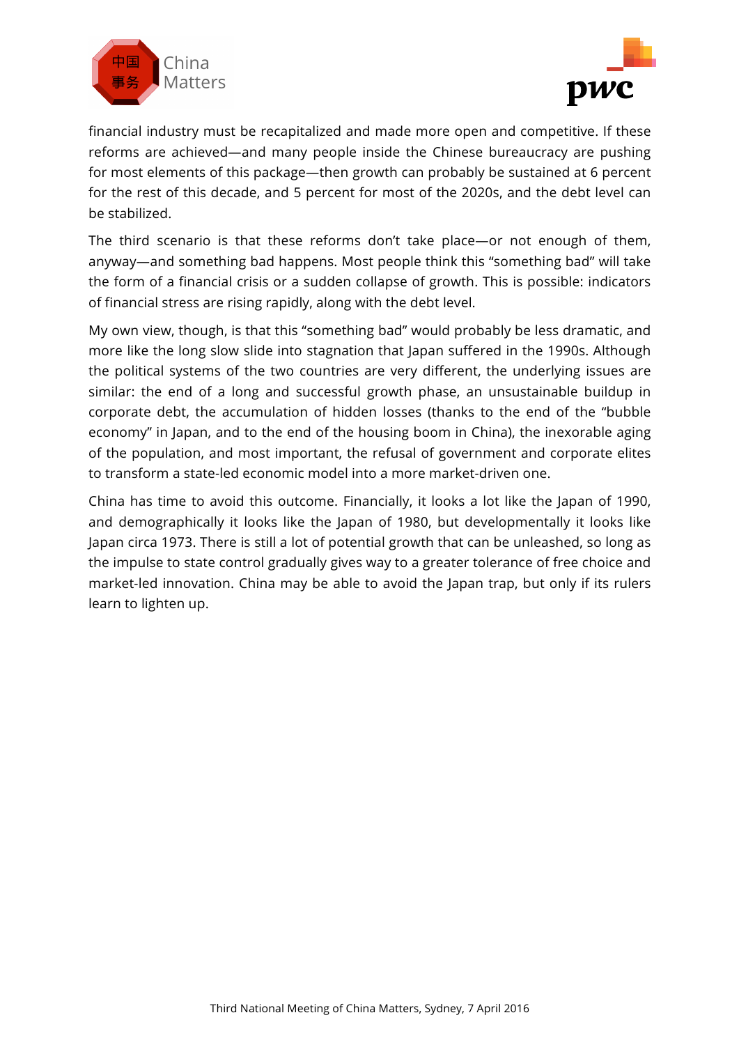financial industry must be recapitalized and made more open and competitive. If these reforms are achieved—and many people inside the Chinese bureaucracy are pushing for most elements of this package—then growth can probably be sustained at 6 percent for the rest of this decade, and 5 percent for most of the 2020s, and the debt level can be stabilized.

The third scenario is that these reforms don't take place—or not enough of them, anyway—and something bad happens. Most people think this "something bad" will take the form of a financial crisis or a sudden collapse of growth. This is possible: indicators of financial stress are rising rapidly, along with the debt level.

My own view, though, is that this "something bad" would probably be less dramatic, and more like the long slow slide into stagnation that Japan suffered in the 1990s. Although the political systems of the two countries are very different, the underlying issues are similar: the end of a long and successful growth phase, an unsustainable buildup in corporate debt, the accumulation of hidden losses (thanks to the end of the "bubble economy" in Japan, and to the end of the housing boom in China), the inexorable aging of the population, and most important, the refusal of government and corporate elites to transform a state-led economic model into a more market-driven one.

China has time to avoid this outcome. Financially, it looks a lot like the Japan of 1990, and demographically it looks like the Japan of 1980, but developmentally it looks like Japan circa 1973. There is still a lot of potential growth that can be unleashed, so long as the impulse to state control gradually gives way to a greater tolerance of free choice and market-led innovation. China may be able to avoid the Japan trap, but only if its rulers learn to lighten up.